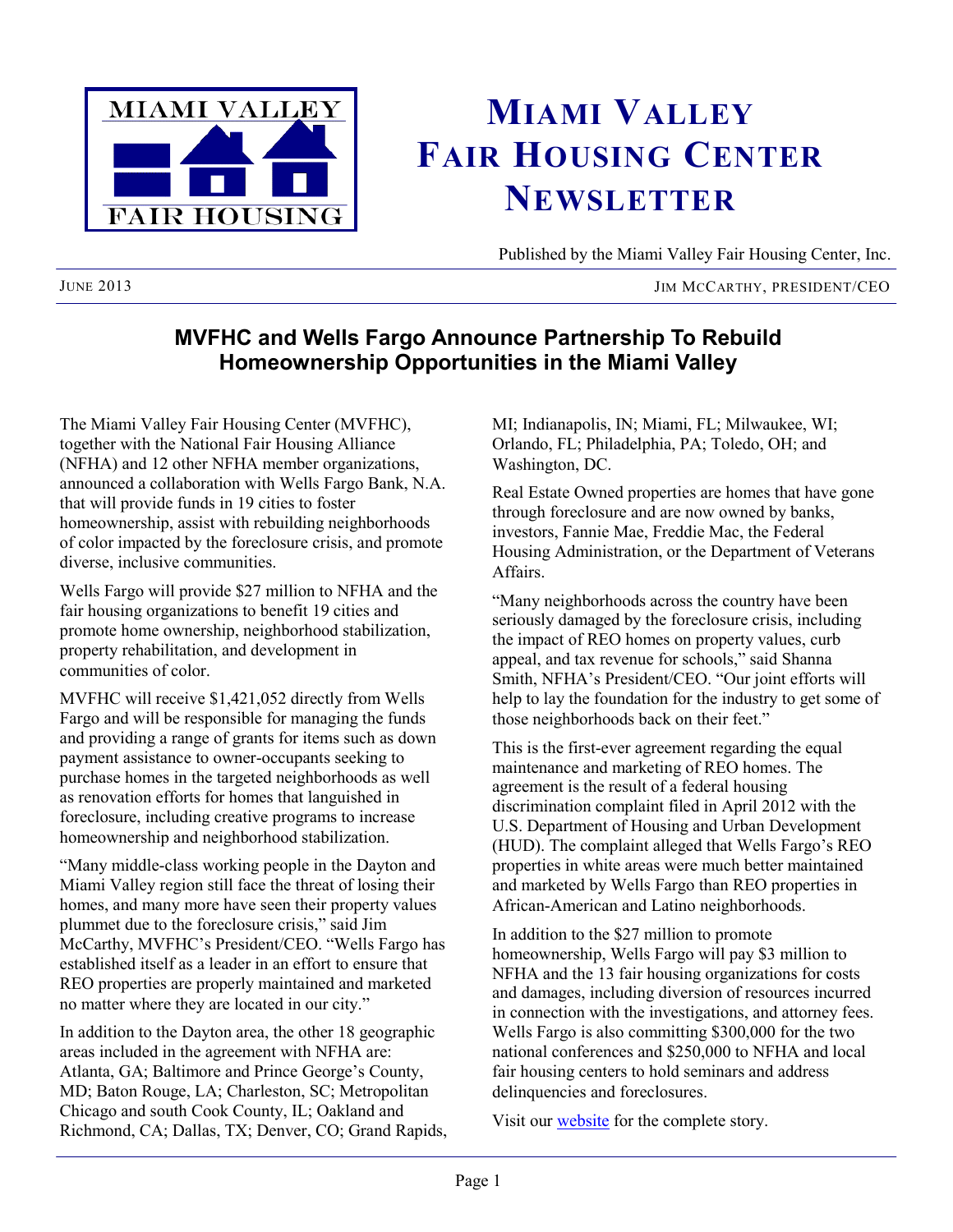# Miami Valley Fair Housing Center Newsletter

Published by the Miami Valley Fair Housing Center, Inc.

JUNE 2013 — JIM MCCARTHY, PRESIDENT/CEO

## MVFHC and Wells Fargo Announce Partnership To Rebuild Homeownership Opportunities in the Miami Valley

The Miami Valley Fair Housing Center (MVFHC), together with the National Fair Housing Alliance (NFHA) and 12 other NFHA member organizations, announced a collaboration with Wells Fargo Bank, N.A. that will provide funds in 19 cities to foster homeownership, assist with rebuilding neighborhoods of color impacted by the foreclosure crisis, and promote diverse, inclusive communities.

Wells Fargo will provide $27 million to NFHA and the fair housing organizations to benefit 19 cities and promote home ownership, neighborhood stabilization, property rehabilitation, and development in communities of color.

MVFHC will receive $1,421,052 directly from Wells Fargo and will be responsible for managing the funds and providing a range of grants for items such as down payment assistance to owner-occupants seeking to purchase homes in the targeted neighborhoods as well as renovation efforts for homes that languished in foreclosure, including creative programs to increase homeownership and neighborhood stabilization.

"Many middle-class working people in the Dayton and Miami Valley region still face the threat of losing their homes, and many more have seen their property values plummet due to the foreclosure crisis," said Jim McCarthy, MVFHC's President/CEO. "Wells Fargo has established itself as a leader in an effort to ensure that REO properties are properly maintained and marketed no matter where they are located in our city."

In addition to the Dayton area, the other 18 geographic areas included in the agreement with NFHA are: Atlanta, GA; Baltimore and Prince George's County, MD; Baton Rouge, LA; Charleston, SC; Metropolitan Chicago and south Cook County, IL; Oakland and Richmond, CA; Dallas, TX; Denver, CO; Grand Rapids, MI; Indianapolis, IN; Miami, FL; Milwaukee, WI; Orlando, FL; Philadelphia, PA; Toledo, OH; and Washington, DC.

Real Estate Owned properties are homes that have gone through foreclosure and are now owned by banks, investors, Fannie Mae, Freddie Mac, the Federal Housing Administration, or the Department of Veterans Affairs.

"Many neighborhoods across the country have been seriously damaged by the foreclosure crisis, including the impact of REO homes on property values, curb appeal, and tax revenue for schools," said Shanna Smith, NFHA's President/CEO. "Our joint efforts will help to lay the foundation for the industry to get some of those neighborhoods back on their feet."

This is the first-ever agreement regarding the equal maintenance and marketing of REO homes. The agreement is the result of a federal housing discrimination complaint filed in April 2012 with the U.S. Department of Housing and Urban Development (HUD). The complaint alleged that Wells Fargo's REO properties in white areas were much better maintained and marketed by Wells Fargo than REO properties in African-American and Latino neighborhoods.

In addition to the $27 million to promote homeownership, Wells Fargo will pay $3 million to NFHA and the 13 fair housing organizations for costs and damages, including diversion of resources incurred in connection with the investigations, and attorney fees. Wells Fargo is also committing $300,000 for the two national conferences and $250,000 to NFHA and local fair housing centers to hold seminars and address delinquencies and foreclosures.

Visit our website for the complete story.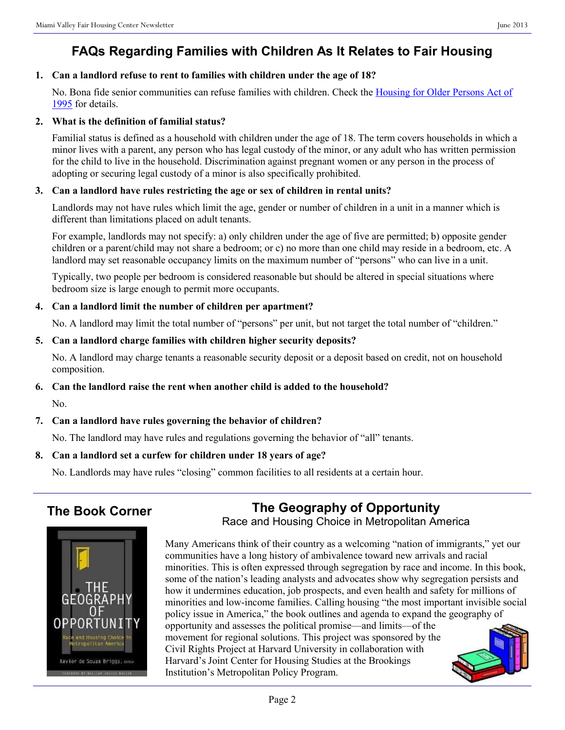# FAQs Regarding Families with Children As It Relates to Fair Housing

1. **Can a landlord refuse to rent to families with children under the age of 18?**

   No. Bona fide senior communities can refuse families with children. Check the Housing for Older Persons Act of 1995 for details.

2. **What is the definition of familial status?**

   Familial status is defined as a household with children under the age of 18. The term covers households in which a minor lives with a parent, any person who has legal custody of the minor, or any adult who has written permission for the child to live in the household. Discrimination against pregnant women or any person in the process of adopting or securing legal custody of a minor is also specifically prohibited.

3. **Can a landlord have rules restricting the age or sex of children in rental units?**

   Landlords may not have rules which limit the age, gender or number of children in a unit in a manner which is different than limitations placed on adult tenants.

   For example, landlords may not specify: a) only children under the age of five are permitted; b) opposite gender children or a parent/child may not share a bedroom; or c) no more than one child may reside in a bedroom, etc. A landlord may set reasonable occupancy limits on the maximum number of "persons" who can live in a unit.

   Typically, two people per bedroom is considered reasonable but should be altered in special situations where bedroom size is large enough to permit more occupants.

4. **Can a landlord limit the number of children per apartment?**

   No. A landlord may limit the total number of "persons" per unit, but not target the total number of "children."

5. **Can a landlord charge families with children higher security deposits?**

   No. A landlord may charge tenants a reasonable security deposit or a deposit based on credit, not on household composition.

6. **Can the landlord raise the rent when another child is added to the household?**

   No.

7. **Can a landlord have rules governing the behavior of children?**

   No. The landlord may have rules and regulations governing the behavior of "all" tenants.

8. **Can a landlord set a curfew for children under 18 years of age?**

   No. Landlords may have rules "closing" common facilities to all residents at a certain hour.

---

## The Book Corner

## The Geography of Opportunity

Race and Housing Choice in Metropolitan America

Many Americans think of their country as a welcoming "nation of immigrants," yet our communities have a long history of ambivalence toward new arrivals and racial minorities. This is often expressed through segregation by race and income. In this book, some of the nation's leading analysts and advocates show why segregation persists and how it undermines education, job prospects, and even health and safety for millions of minorities and low-income families. Calling housing "the most important invisible social policy issue in America," the book outlines and agenda to expand the geography of opportunity and assesses the political promise—and limits—of the movement for regional solutions. This project was sponsored by the Civil Rights Project at Harvard University in collaboration with Harvard's Joint Center for Housing Studies at the Brookings Institution's Metropolitan Policy Program.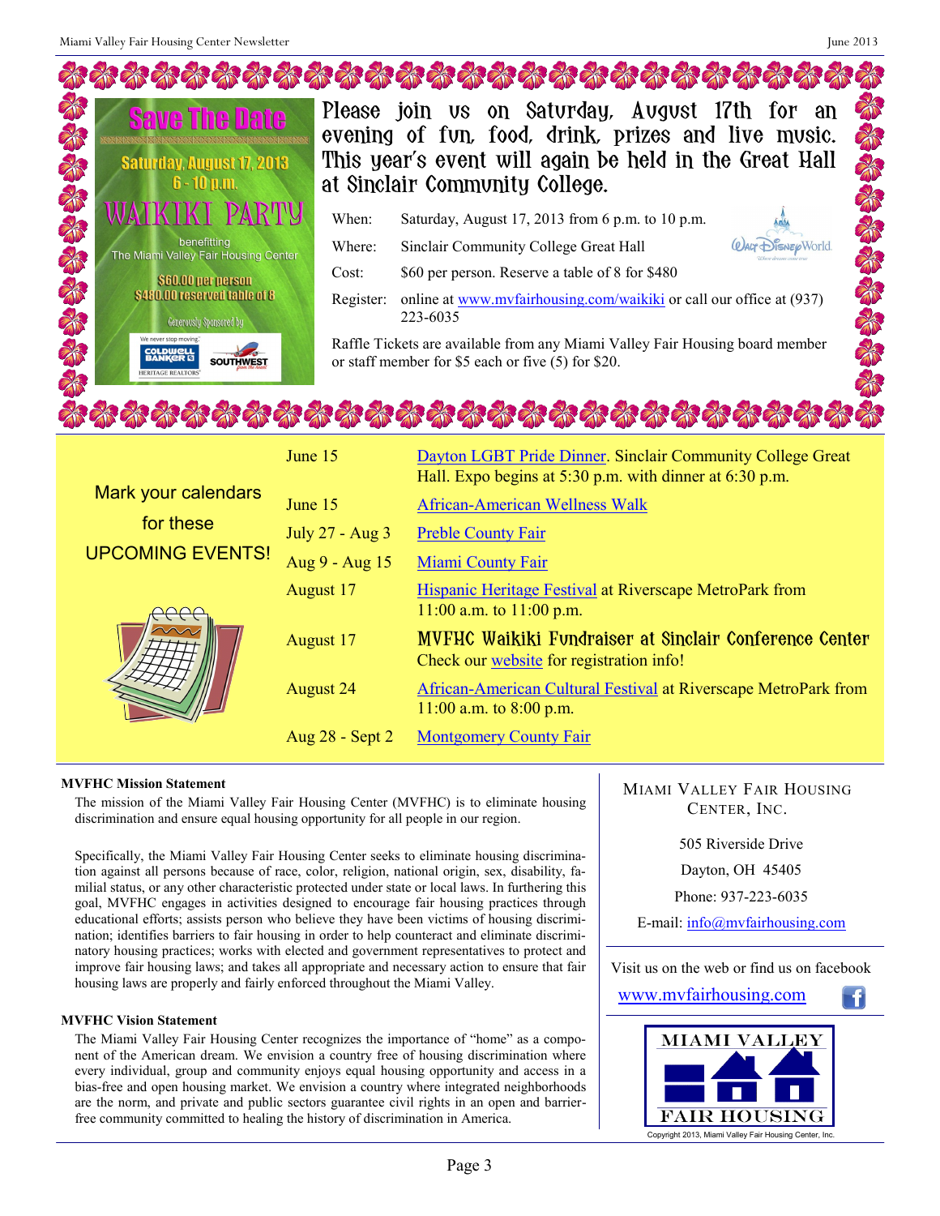## Save The Date

**Saturday, August 17, 2013**
**6 - 10 p.m.**

# WAIKIKI PARTY

benefitting
The Miami Valley Fair Housing Center

**$60.00 per person**
**$480.00 reserved table of 8**

Generously Sponsored by

Coldwell Banker Heritage Realtors — Southwest

Please join us on Saturday, August 17th for an evening of fun, food, drink, prizes and live music. This year's event will again be held in the Great Hall at Sinclair Community College.

| | |
|---|---|
| When: | Saturday, August 17, 2013 from 6 p.m. to 10 p.m. |
| Where: | Sinclair Community College Great Hall |
| Cost: | $60 per person. Reserve a table of 8 for $480 |
| Register: | online at www.mvfairhousing.com/waikiki or call our office at (937) 223-6035 |

Raffle Tickets are available from any Miami Valley Fair Housing board member or staff member for $5 each or five (5) for $20.

## Mark your calendars for these UPCOMING EVENTS!

| | |
|---|---|
| June 15 | Dayton LGBT Pride Dinner. Sinclair Community College Great Hall. Expo begins at 5:30 p.m. with dinner at 6:30 p.m. |
| June 15 | African-American Wellness Walk |
| July 27 - Aug 3 | Preble County Fair |
| Aug 9 - Aug 15 | Miami County Fair |
| August 17 | Hispanic Heritage Festival at Riverscape MetroPark from 11:00 a.m. to 11:00 p.m. |
| August 17 | MVFHC Waikiki Fundraiser at Sinclair Conference Center. Check our website for registration info! |
| August 24 | African-American Cultural Festival at Riverscape MetroPark from 11:00 a.m. to 8:00 p.m. |
| Aug 28 - Sept 2 | Montgomery County Fair |

**MVFHC Mission Statement**

The mission of the Miami Valley Fair Housing Center (MVFHC) is to eliminate housing discrimination and ensure equal housing opportunity for all people in our region.

Specifically, the Miami Valley Fair Housing Center seeks to eliminate housing discrimination against all persons because of race, color, religion, national origin, sex, disability, familial status, or any other characteristic protected under state or local laws. In furthering this goal, MVFHC engages in activities designed to encourage fair housing practices through educational efforts; assists person who believe they have been victims of housing discrimination; identifies barriers to fair housing in order to help counteract and eliminate discriminatory housing practices; works with elected and government representatives to protect and improve fair housing laws; and takes all appropriate and necessary action to ensure that fair housing laws are properly and fairly enforced throughout the Miami Valley.

**MVFHC Vision Statement**

The Miami Valley Fair Housing Center recognizes the importance of "home" as a component of the American dream. We envision a country free of housing discrimination where every individual, group and community enjoys equal housing opportunity and access in a bias-free and open housing market. We envision a country where integrated neighborhoods are the norm, and private and public sectors guarantee civil rights in an open and barrier-free community committed to healing the history of discrimination in America.

MIAMI VALLEY FAIR HOUSING CENTER, INC.

505 Riverside Drive

Dayton, OH 45405

Phone: 937-223-6035

E-mail: info@mvfairhousing.com

Visit us on the web or find us on facebook

www.mvfairhousing.com

MIAMI VALLEY FAIR HOUSING

Copyright 2013, Miami Valley Fair Housing Center, Inc.